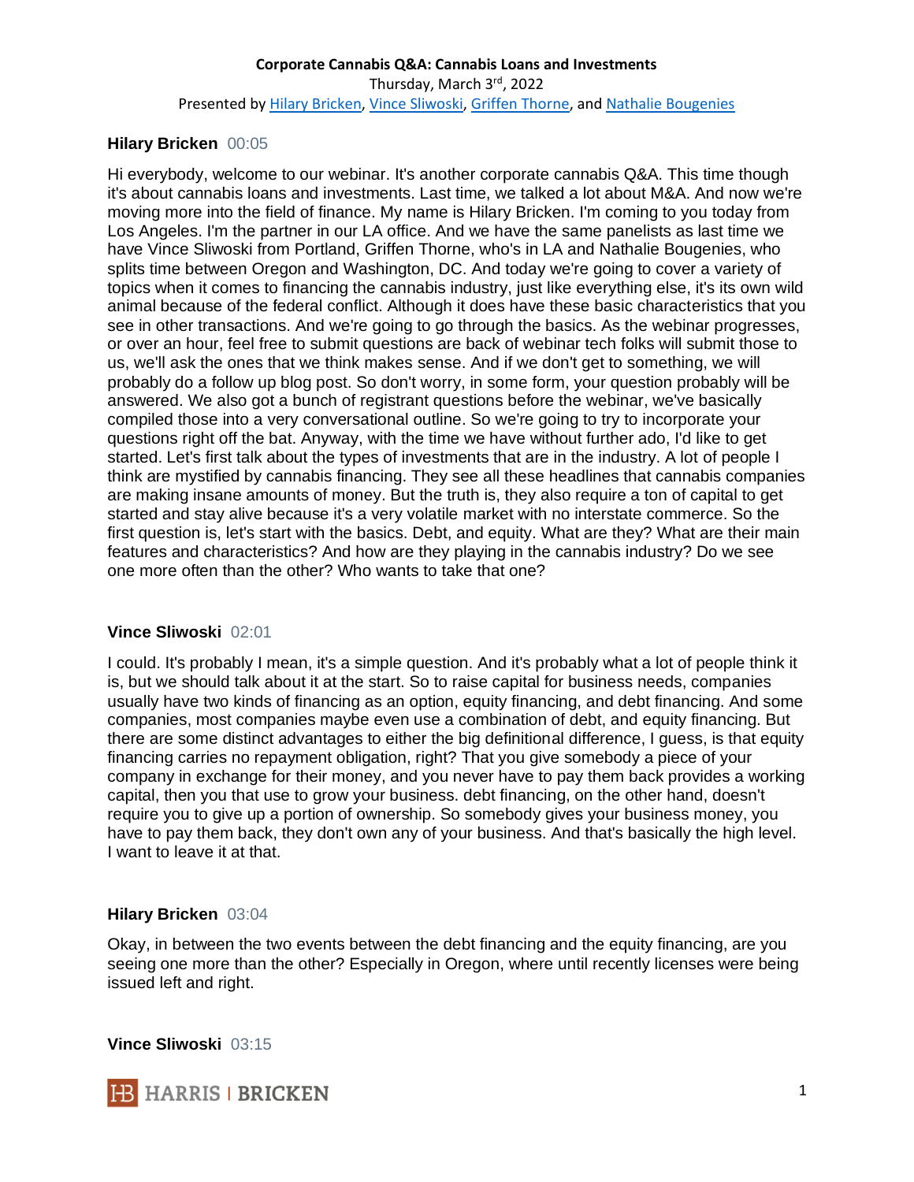**Corporate Cannabis Q&A: Cannabis Loans and Investments**

Thursday, March 3rd, 2022

Presented by Hilary Bricken, Vince Sliwoski, Griffen Thorne, and Nathalie Bougenies

**Hilary Bricken** 00:05

Hi everybody, welcome to our webinar. It's another corporate cannabis Q&A. This time though it's about cannabis loans and investments. Last time, we talked a lot about M&A. And now we're moving more into the field of finance. My name is Hilary Bricken. I'm coming to you today from Los Angeles. I'm the partner in our LA office. And we have the same panelists as last time we have Vince Sliwoski from Portland, Griffen Thorne, who's in LA and Nathalie Bougenies, who splits time between Oregon and Washington, DC. And today we're going to cover a variety of topics when it comes to financing the cannabis industry, just like everything else, it's its own wild animal because of the federal conflict. Although it does have these basic characteristics that you see in other transactions. And we're going to go through the basics. As the webinar progresses, or over an hour, feel free to submit questions are back of webinar tech folks will submit those to us, we'll ask the ones that we think makes sense. And if we don't get to something, we will probably do a follow up blog post. So don't worry, in some form, your question probably will be answered. We also got a bunch of registrant questions before the webinar, we've basically compiled those into a very conversational outline. So we're going to try to incorporate your questions right off the bat. Anyway, with the time we have without further ado, I'd like to get started. Let's first talk about the types of investments that are in the industry. A lot of people I think are mystified by cannabis financing. They see all these headlines that cannabis companies are making insane amounts of money. But the truth is, they also require a ton of capital to get started and stay alive because it's a very volatile market with no interstate commerce. So the first question is, let's start with the basics. Debt, and equity. What are they? What are their main features and characteristics? And how are they playing in the cannabis industry? Do we see one more often than the other? Who wants to take that one?

**Vince Sliwoski** 02:01

I could. It's probably I mean, it's a simple question. And it's probably what a lot of people think it is, but we should talk about it at the start. So to raise capital for business needs, companies usually have two kinds of financing as an option, equity financing, and debt financing. And some companies, most companies maybe even use a combination of debt, and equity financing. But there are some distinct advantages to either the big definitional difference, I guess, is that equity financing carries no repayment obligation, right? That you give somebody a piece of your company in exchange for their money, and you never have to pay them back provides a working capital, then you that use to grow your business. debt financing, on the other hand, doesn't require you to give up a portion of ownership. So somebody gives your business money, you have to pay them back, they don't own any of your business. And that's basically the high level. I want to leave it at that.

**Hilary Bricken** 03:04

Okay, in between the two events between the debt financing and the equity financing, are you seeing one more than the other? Especially in Oregon, where until recently licenses were being issued left and right.

**Vince Sliwoski** 03:15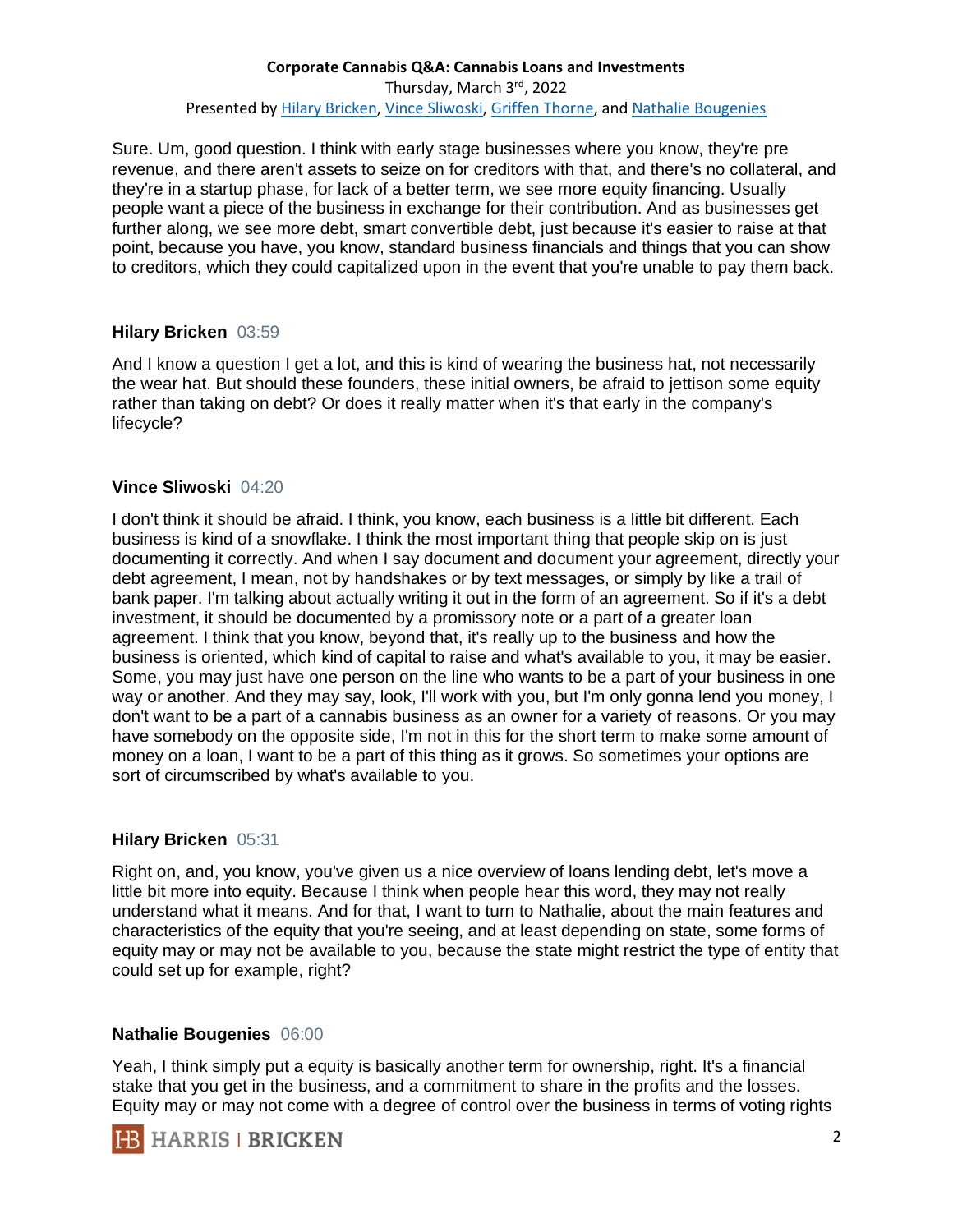Sure. Um, good question. I think with early stage businesses where you know, they're pre revenue, and there aren't assets to seize on for creditors with that, and there's no collateral, and they're in a startup phase, for lack of a better term, we see more equity financing. Usually people want a piece of the business in exchange for their contribution. And as businesses get further along, we see more debt, smart convertible debt, just because it's easier to raise at that point, because you have, you know, standard business financials and things that you can show to creditors, which they could capitalized upon in the event that you're unable to pay them back.

**Hilary Bricken** 03:59

And I know a question I get a lot, and this is kind of wearing the business hat, not necessarily the wear hat. But should these founders, these initial owners, be afraid to jettison some equity rather than taking on debt? Or does it really matter when it's that early in the company's lifecycle?

**Vince Sliwoski** 04:20

I don't think it should be afraid. I think, you know, each business is a little bit different. Each business is kind of a snowflake. I think the most important thing that people skip on is just documenting it correctly. And when I say document and document your agreement, directly your debt agreement, I mean, not by handshakes or by text messages, or simply by like a trail of bank paper. I'm talking about actually writing it out in the form of an agreement. So if it's a debt investment, it should be documented by a promissory note or a part of a greater loan agreement. I think that you know, beyond that, it's really up to the business and how the business is oriented, which kind of capital to raise and what's available to you, it may be easier. Some, you may just have one person on the line who wants to be a part of your business in one way or another. And they may say, look, I'll work with you, but I'm only gonna lend you money, I don't want to be a part of a cannabis business as an owner for a variety of reasons. Or you may have somebody on the opposite side, I'm not in this for the short term to make some amount of money on a loan, I want to be a part of this thing as it grows. So sometimes your options are sort of circumscribed by what's available to you.

**Hilary Bricken** 05:31

Right on, and, you know, you've given us a nice overview of loans lending debt, let's move a little bit more into equity. Because I think when people hear this word, they may not really understand what it means. And for that, I want to turn to Nathalie, about the main features and characteristics of the equity that you're seeing, and at least depending on state, some forms of equity may or may not be available to you, because the state might restrict the type of entity that could set up for example, right?

**Nathalie Bougenies** 06:00

Yeah, I think simply put a equity is basically another term for ownership, right. It's a financial stake that you get in the business, and a commitment to share in the profits and the losses. Equity may or may not come with a degree of control over the business in terms of voting rights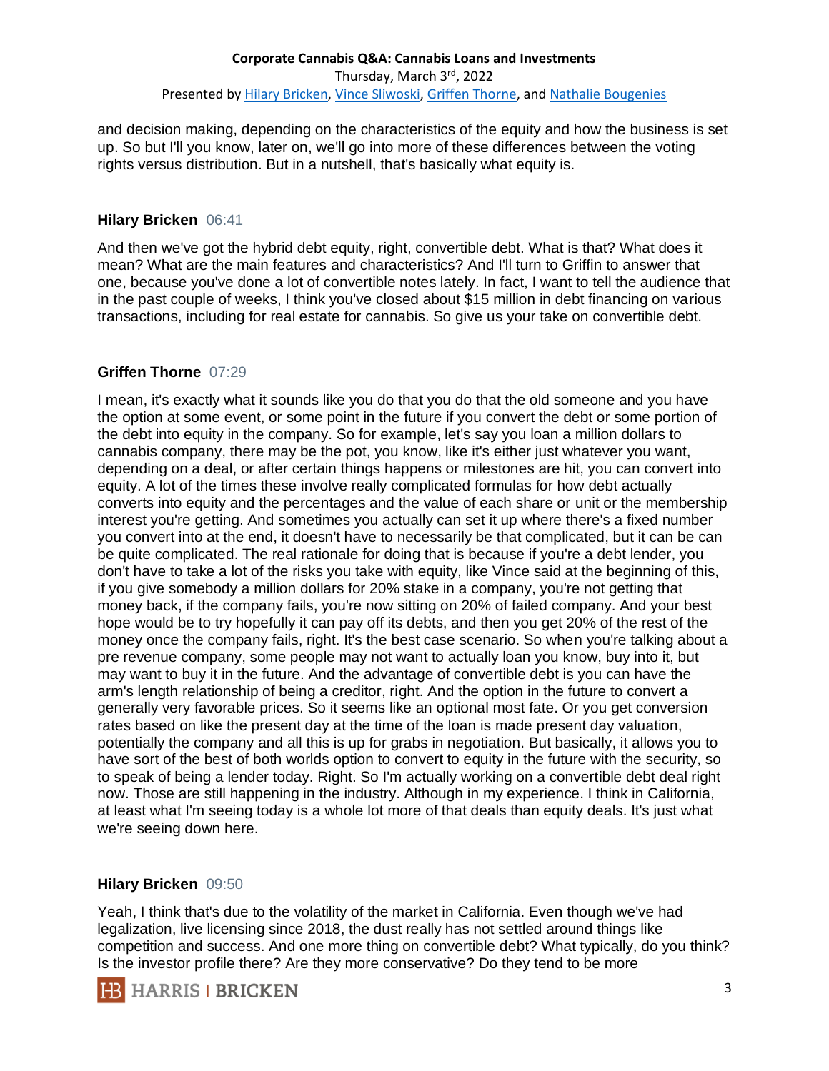and decision making, depending on the characteristics of the equity and how the business is set up. So but I'll you know, later on, we'll go into more of these differences between the voting rights versus distribution. But in a nutshell, that's basically what equity is.

**Hilary Bricken** 06:41

And then we've got the hybrid debt equity, right, convertible debt. What is that? What does it mean? What are the main features and characteristics? And I'll turn to Griffin to answer that one, because you've done a lot of convertible notes lately. In fact, I want to tell the audience that in the past couple of weeks, I think you've closed about $15 million in debt financing on various transactions, including for real estate for cannabis. So give us your take on convertible debt.

**Griffen Thorne** 07:29

I mean, it's exactly what it sounds like you do that you do that the old someone and you have the option at some event, or some point in the future if you convert the debt or some portion of the debt into equity in the company. So for example, let's say you loan a million dollars to cannabis company, there may be the pot, you know, like it's either just whatever you want, depending on a deal, or after certain things happens or milestones are hit, you can convert into equity. A lot of the times these involve really complicated formulas for how debt actually converts into equity and the percentages and the value of each share or unit or the membership interest you're getting. And sometimes you actually can set it up where there's a fixed number you convert into at the end, it doesn't have to necessarily be that complicated, but it can be can be quite complicated. The real rationale for doing that is because if you're a debt lender, you don't have to take a lot of the risks you take with equity, like Vince said at the beginning of this, if you give somebody a million dollars for 20% stake in a company, you're not getting that money back, if the company fails, you're now sitting on 20% of failed company. And your best hope would be to try hopefully it can pay off its debts, and then you get 20% of the rest of the money once the company fails, right. It's the best case scenario. So when you're talking about a pre revenue company, some people may not want to actually loan you know, buy into it, but may want to buy it in the future. And the advantage of convertible debt is you can have the arm's length relationship of being a creditor, right. And the option in the future to convert a generally very favorable prices. So it seems like an optional most fate. Or you get conversion rates based on like the present day at the time of the loan is made present day valuation, potentially the company and all this is up for grabs in negotiation. But basically, it allows you to have sort of the best of both worlds option to convert to equity in the future with the security, so to speak of being a lender today. Right. So I'm actually working on a convertible debt deal right now. Those are still happening in the industry. Although in my experience. I think in California, at least what I'm seeing today is a whole lot more of that deals than equity deals. It's just what we're seeing down here.

**Hilary Bricken** 09:50

Yeah, I think that's due to the volatility of the market in California. Even though we've had legalization, live licensing since 2018, the dust really has not settled around things like competition and success. And one more thing on convertible debt? What typically, do you think? Is the investor profile there? Are they more conservative? Do they tend to be more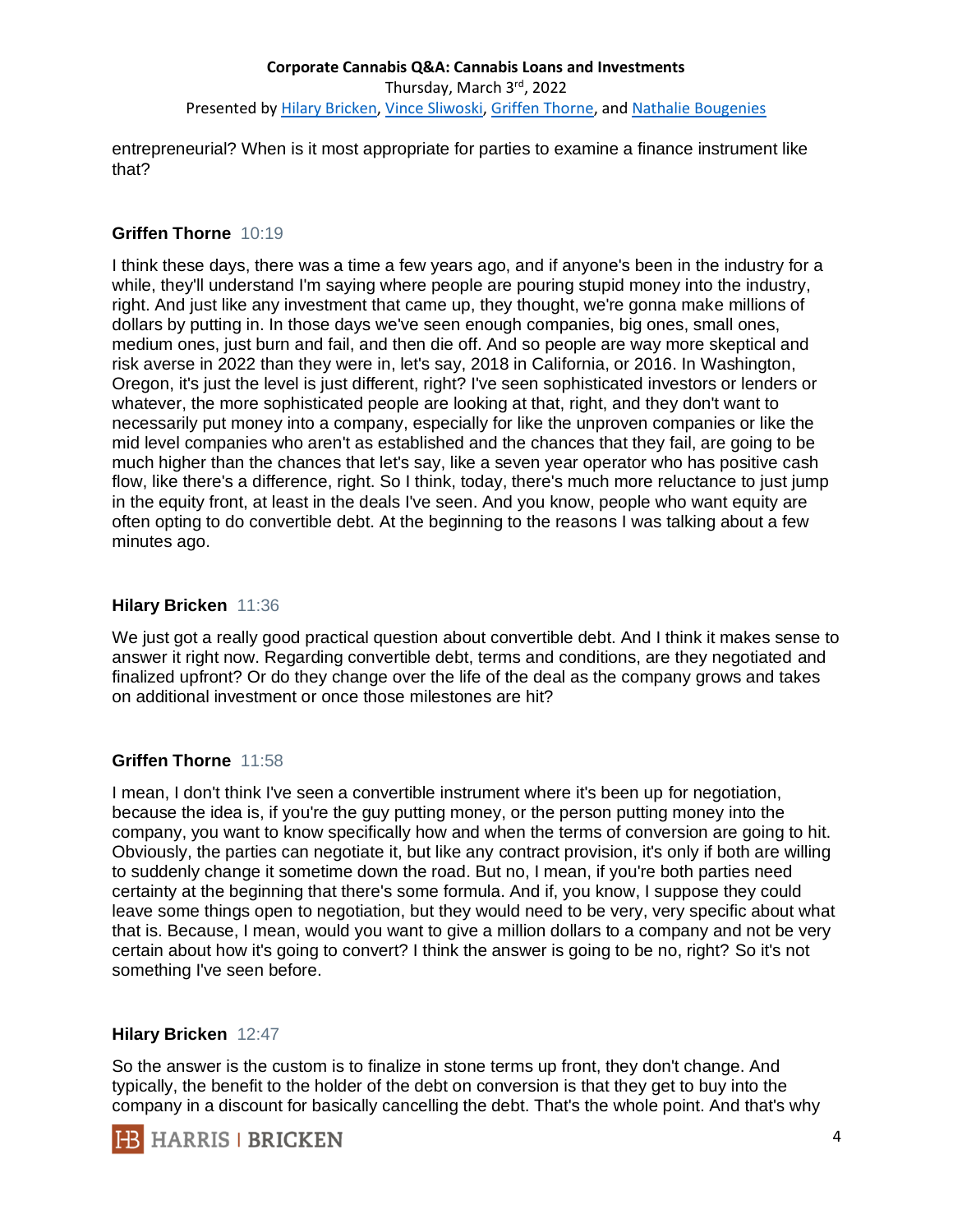entrepreneurial? When is it most appropriate for parties to examine a finance instrument like that?

**Griffen Thorne** 10:19

I think these days, there was a time a few years ago, and if anyone's been in the industry for a while, they'll understand I'm saying where people are pouring stupid money into the industry, right. And just like any investment that came up, they thought, we're gonna make millions of dollars by putting in. In those days we've seen enough companies, big ones, small ones, medium ones, just burn and fail, and then die off. And so people are way more skeptical and risk averse in 2022 than they were in, let's say, 2018 in California, or 2016. In Washington, Oregon, it's just the level is just different, right? I've seen sophisticated investors or lenders or whatever, the more sophisticated people are looking at that, right, and they don't want to necessarily put money into a company, especially for like the unproven companies or like the mid level companies who aren't as established and the chances that they fail, are going to be much higher than the chances that let's say, like a seven year operator who has positive cash flow, like there's a difference, right. So I think, today, there's much more reluctance to just jump in the equity front, at least in the deals I've seen. And you know, people who want equity are often opting to do convertible debt. At the beginning to the reasons I was talking about a few minutes ago.

**Hilary Bricken** 11:36

We just got a really good practical question about convertible debt. And I think it makes sense to answer it right now. Regarding convertible debt, terms and conditions, are they negotiated and finalized upfront? Or do they change over the life of the deal as the company grows and takes on additional investment or once those milestones are hit?

**Griffen Thorne** 11:58

I mean, I don't think I've seen a convertible instrument where it's been up for negotiation, because the idea is, if you're the guy putting money, or the person putting money into the company, you want to know specifically how and when the terms of conversion are going to hit. Obviously, the parties can negotiate it, but like any contract provision, it's only if both are willing to suddenly change it sometime down the road. But no, I mean, if you're both parties need certainty at the beginning that there's some formula. And if, you know, I suppose they could leave some things open to negotiation, but they would need to be very, very specific about what that is. Because, I mean, would you want to give a million dollars to a company and not be very certain about how it's going to convert? I think the answer is going to be no, right? So it's not something I've seen before.

**Hilary Bricken** 12:47

So the answer is the custom is to finalize in stone terms up front, they don't change. And typically, the benefit to the holder of the debt on conversion is that they get to buy into the company in a discount for basically cancelling the debt. That's the whole point. And that's why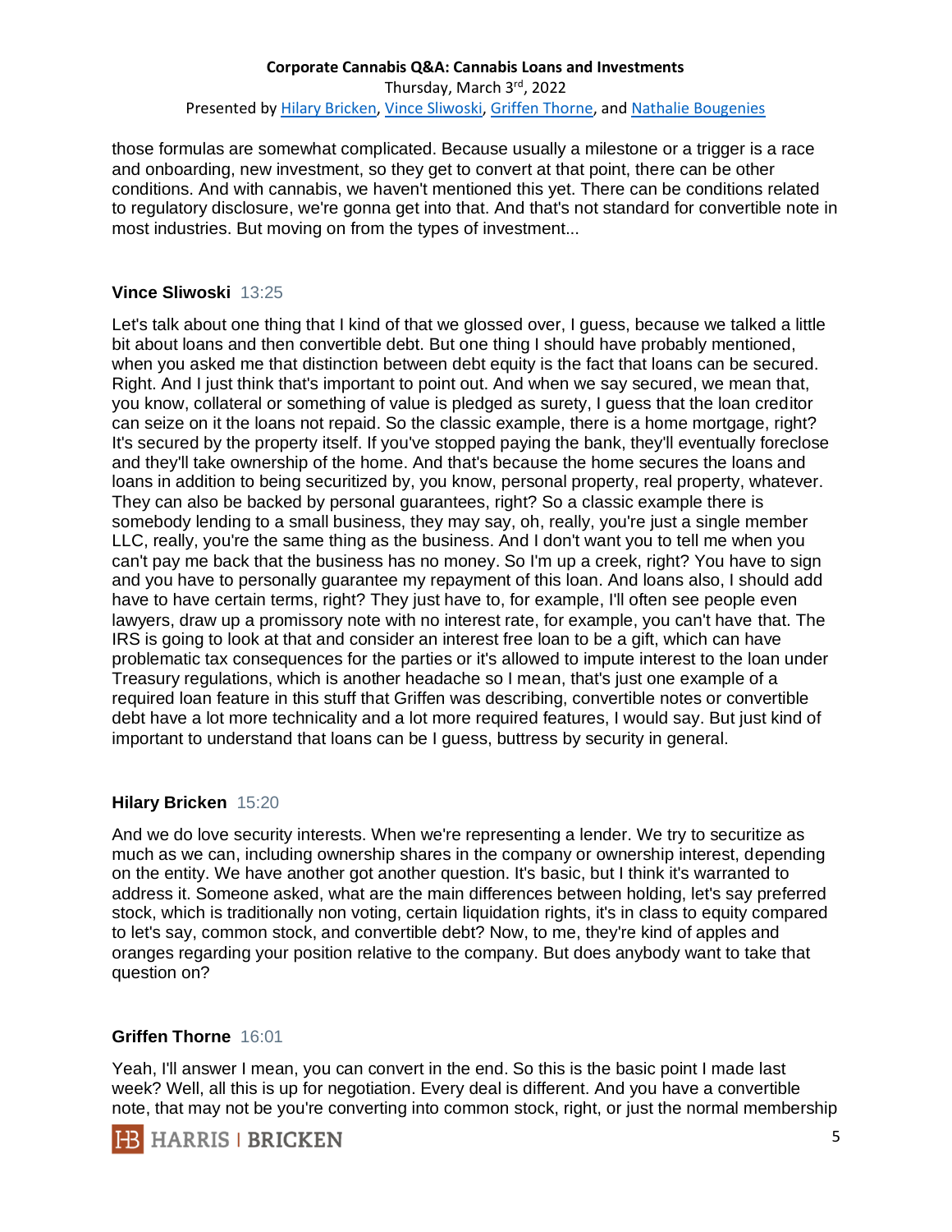those formulas are somewhat complicated. Because usually a milestone or a trigger is a race and onboarding, new investment, so they get to convert at that point, there can be other conditions. And with cannabis, we haven't mentioned this yet. There can be conditions related to regulatory disclosure, we're gonna get into that. And that's not standard for convertible note in most industries. But moving on from the types of investment...

**Vince Sliwoski** 13:25

Let's talk about one thing that I kind of that we glossed over, I guess, because we talked a little bit about loans and then convertible debt. But one thing I should have probably mentioned, when you asked me that distinction between debt equity is the fact that loans can be secured. Right. And I just think that's important to point out. And when we say secured, we mean that, you know, collateral or something of value is pledged as surety, I guess that the loan creditor can seize on it the loans not repaid. So the classic example, there is a home mortgage, right? It's secured by the property itself. If you've stopped paying the bank, they'll eventually foreclose and they'll take ownership of the home. And that's because the home secures the loans and loans in addition to being securitized by, you know, personal property, real property, whatever. They can also be backed by personal guarantees, right? So a classic example there is somebody lending to a small business, they may say, oh, really, you're just a single member LLC, really, you're the same thing as the business. And I don't want you to tell me when you can't pay me back that the business has no money. So I'm up a creek, right? You have to sign and you have to personally guarantee my repayment of this loan. And loans also, I should add have to have certain terms, right? They just have to, for example, I'll often see people even lawyers, draw up a promissory note with no interest rate, for example, you can't have that. The IRS is going to look at that and consider an interest free loan to be a gift, which can have problematic tax consequences for the parties or it's allowed to impute interest to the loan under Treasury regulations, which is another headache so I mean, that's just one example of a required loan feature in this stuff that Griffen was describing, convertible notes or convertible debt have a lot more technicality and a lot more required features, I would say. But just kind of important to understand that loans can be I guess, buttress by security in general.

**Hilary Bricken** 15:20

And we do love security interests. When we're representing a lender. We try to securitize as much as we can, including ownership shares in the company or ownership interest, depending on the entity. We have another got another question. It's basic, but I think it's warranted to address it. Someone asked, what are the main differences between holding, let's say preferred stock, which is traditionally non voting, certain liquidation rights, it's in class to equity compared to let's say, common stock, and convertible debt? Now, to me, they're kind of apples and oranges regarding your position relative to the company. But does anybody want to take that question on?

**Griffen Thorne** 16:01

Yeah, I'll answer I mean, you can convert in the end. So this is the basic point I made last week? Well, all this is up for negotiation. Every deal is different. And you have a convertible note, that may not be you're converting into common stock, right, or just the normal membership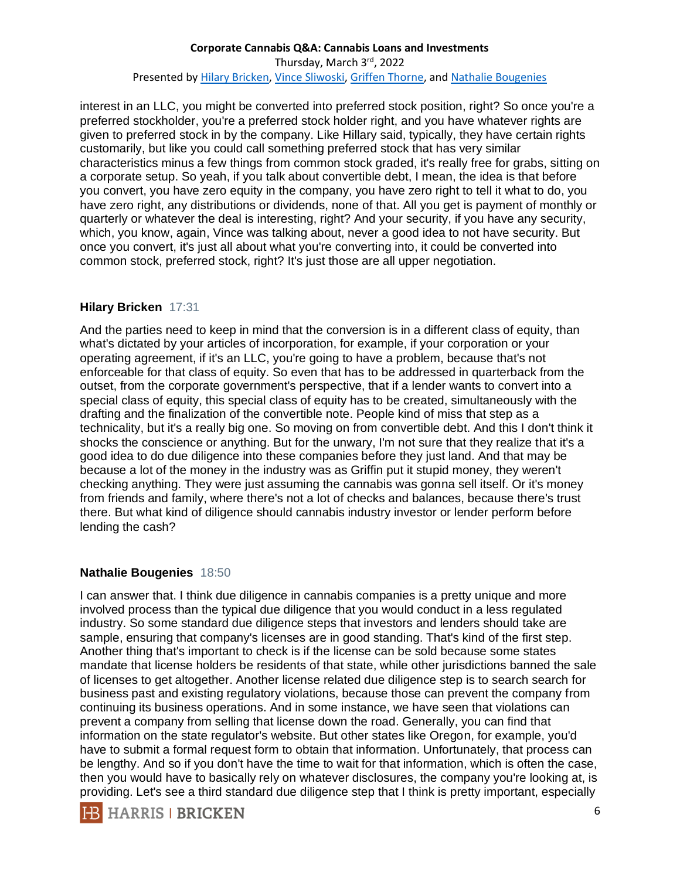interest in an LLC, you might be converted into preferred stock position, right? So once you're a preferred stockholder, you're a preferred stock holder right, and you have whatever rights are given to preferred stock in by the company. Like Hillary said, typically, they have certain rights customarily, but like you could call something preferred stock that has very similar characteristics minus a few things from common stock graded, it's really free for grabs, sitting on a corporate setup. So yeah, if you talk about convertible debt, I mean, the idea is that before you convert, you have zero equity in the company, you have zero right to tell it what to do, you have zero right, any distributions or dividends, none of that. All you get is payment of monthly or quarterly or whatever the deal is interesting, right? And your security, if you have any security, which, you know, again, Vince was talking about, never a good idea to not have security. But once you convert, it's just all about what you're converting into, it could be converted into common stock, preferred stock, right? It's just those are all upper negotiation.

**Hilary Bricken** 17:31

And the parties need to keep in mind that the conversion is in a different class of equity, than what's dictated by your articles of incorporation, for example, if your corporation or your operating agreement, if it's an LLC, you're going to have a problem, because that's not enforceable for that class of equity. So even that has to be addressed in quarterback from the outset, from the corporate government's perspective, that if a lender wants to convert into a special class of equity, this special class of equity has to be created, simultaneously with the drafting and the finalization of the convertible note. People kind of miss that step as a technicality, but it's a really big one. So moving on from convertible debt. And this I don't think it shocks the conscience or anything. But for the unwary, I'm not sure that they realize that it's a good idea to do due diligence into these companies before they just land. And that may be because a lot of the money in the industry was as Griffin put it stupid money, they weren't checking anything. They were just assuming the cannabis was gonna sell itself. Or it's money from friends and family, where there's not a lot of checks and balances, because there's trust there. But what kind of diligence should cannabis industry investor or lender perform before lending the cash?

**Nathalie Bougenies** 18:50

I can answer that. I think due diligence in cannabis companies is a pretty unique and more involved process than the typical due diligence that you would conduct in a less regulated industry. So some standard due diligence steps that investors and lenders should take are sample, ensuring that company's licenses are in good standing. That's kind of the first step. Another thing that's important to check is if the license can be sold because some states mandate that license holders be residents of that state, while other jurisdictions banned the sale of licenses to get altogether. Another license related due diligence step is to search search for business past and existing regulatory violations, because those can prevent the company from continuing its business operations. And in some instance, we have seen that violations can prevent a company from selling that license down the road. Generally, you can find that information on the state regulator's website. But other states like Oregon, for example, you'd have to submit a formal request form to obtain that information. Unfortunately, that process can be lengthy. And so if you don't have the time to wait for that information, which is often the case, then you would have to basically rely on whatever disclosures, the company you're looking at, is providing. Let's see a third standard due diligence step that I think is pretty important, especially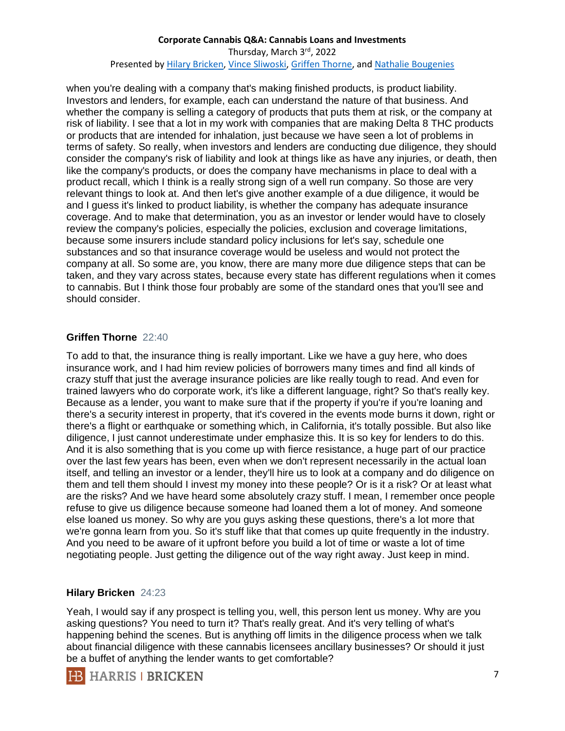when you're dealing with a company that's making finished products, is product liability. Investors and lenders, for example, each can understand the nature of that business. And whether the company is selling a category of products that puts them at risk, or the company at risk of liability. I see that a lot in my work with companies that are making Delta 8 THC products or products that are intended for inhalation, just because we have seen a lot of problems in terms of safety. So really, when investors and lenders are conducting due diligence, they should consider the company's risk of liability and look at things like as have any injuries, or death, then like the company's products, or does the company have mechanisms in place to deal with a product recall, which I think is a really strong sign of a well run company. So those are very relevant things to look at. And then let's give another example of a due diligence, it would be and I guess it's linked to product liability, is whether the company has adequate insurance coverage. And to make that determination, you as an investor or lender would have to closely review the company's policies, especially the policies, exclusion and coverage limitations, because some insurers include standard policy inclusions for let's say, schedule one substances and so that insurance coverage would be useless and would not protect the company at all. So some are, you know, there are many more due diligence steps that can be taken, and they vary across states, because every state has different regulations when it comes to cannabis. But I think those four probably are some of the standard ones that you'll see and should consider.

**Griffen Thorne** 22:40

To add to that, the insurance thing is really important. Like we have a guy here, who does insurance work, and I had him review policies of borrowers many times and find all kinds of crazy stuff that just the average insurance policies are like really tough to read. And even for trained lawyers who do corporate work, it's like a different language, right? So that's really key. Because as a lender, you want to make sure that if the property if you're if you're loaning and there's a security interest in property, that it's covered in the events mode burns it down, right or there's a flight or earthquake or something which, in California, it's totally possible. But also like diligence, I just cannot underestimate under emphasize this. It is so key for lenders to do this. And it is also something that is you come up with fierce resistance, a huge part of our practice over the last few years has been, even when we don't represent necessarily in the actual loan itself, and telling an investor or a lender, they'll hire us to look at a company and do diligence on them and tell them should I invest my money into these people? Or is it a risk? Or at least what are the risks? And we have heard some absolutely crazy stuff. I mean, I remember once people refuse to give us diligence because someone had loaned them a lot of money. And someone else loaned us money. So why are you guys asking these questions, there's a lot more that we're gonna learn from you. So it's stuff like that that comes up quite frequently in the industry. And you need to be aware of it upfront before you build a lot of time or waste a lot of time negotiating people. Just getting the diligence out of the way right away. Just keep in mind.

**Hilary Bricken** 24:23

Yeah, I would say if any prospect is telling you, well, this person lent us money. Why are you asking questions? You need to turn it? That's really great. And it's very telling of what's happening behind the scenes. But is anything off limits in the diligence process when we talk about financial diligence with these cannabis licensees ancillary businesses? Or should it just be a buffet of anything the lender wants to get comfortable?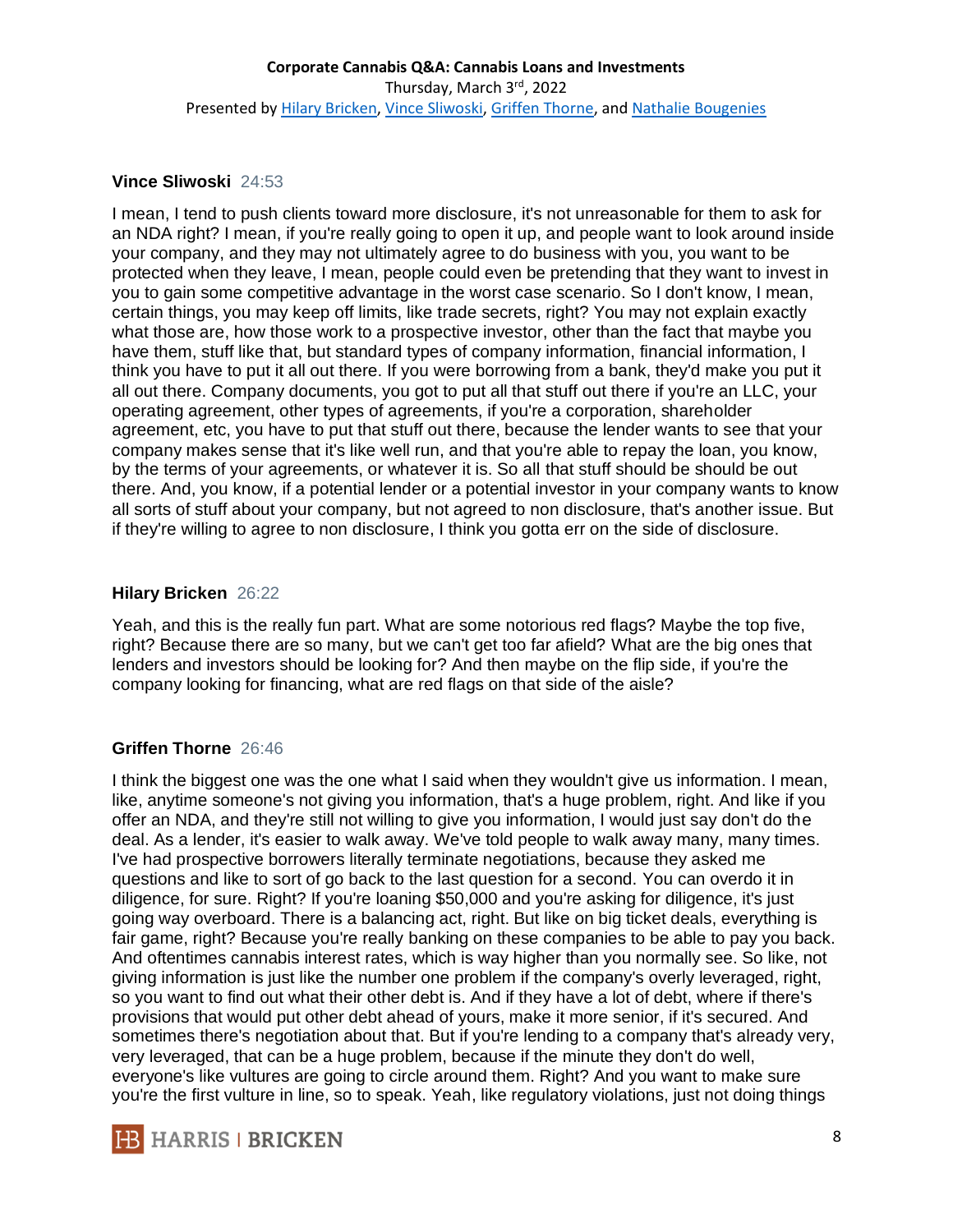**Vince Sliwoski** 24:53

I mean, I tend to push clients toward more disclosure, it's not unreasonable for them to ask for an NDA right? I mean, if you're really going to open it up, and people want to look around inside your company, and they may not ultimately agree to do business with you, you want to be protected when they leave, I mean, people could even be pretending that they want to invest in you to gain some competitive advantage in the worst case scenario. So I don't know, I mean, certain things, you may keep off limits, like trade secrets, right? You may not explain exactly what those are, how those work to a prospective investor, other than the fact that maybe you have them, stuff like that, but standard types of company information, financial information, I think you have to put it all out there. If you were borrowing from a bank, they'd make you put it all out there. Company documents, you got to put all that stuff out there if you're an LLC, your operating agreement, other types of agreements, if you're a corporation, shareholder agreement, etc, you have to put that stuff out there, because the lender wants to see that your company makes sense that it's like well run, and that you're able to repay the loan, you know, by the terms of your agreements, or whatever it is. So all that stuff should be should be out there. And, you know, if a potential lender or a potential investor in your company wants to know all sorts of stuff about your company, but not agreed to non disclosure, that's another issue. But if they're willing to agree to non disclosure, I think you gotta err on the side of disclosure.

**Hilary Bricken** 26:22

Yeah, and this is the really fun part. What are some notorious red flags? Maybe the top five, right? Because there are so many, but we can't get too far afield? What are the big ones that lenders and investors should be looking for? And then maybe on the flip side, if you're the company looking for financing, what are red flags on that side of the aisle?

**Griffen Thorne** 26:46

I think the biggest one was the one what I said when they wouldn't give us information. I mean, like, anytime someone's not giving you information, that's a huge problem, right. And like if you offer an NDA, and they're still not willing to give you information, I would just say don't do the deal. As a lender, it's easier to walk away. We've told people to walk away many, many times. I've had prospective borrowers literally terminate negotiations, because they asked me questions and like to sort of go back to the last question for a second. You can overdo it in diligence, for sure. Right? If you're loaning $50,000 and you're asking for diligence, it's just going way overboard. There is a balancing act, right. But like on big ticket deals, everything is fair game, right? Because you're really banking on these companies to be able to pay you back. And oftentimes cannabis interest rates, which is way higher than you normally see. So like, not giving information is just like the number one problem if the company's overly leveraged, right, so you want to find out what their other debt is. And if they have a lot of debt, where if there's provisions that would put other debt ahead of yours, make it more senior, if it's secured. And sometimes there's negotiation about that. But if you're lending to a company that's already very, very leveraged, that can be a huge problem, because if the minute they don't do well, everyone's like vultures are going to circle around them. Right? And you want to make sure you're the first vulture in line, so to speak. Yeah, like regulatory violations, just not doing things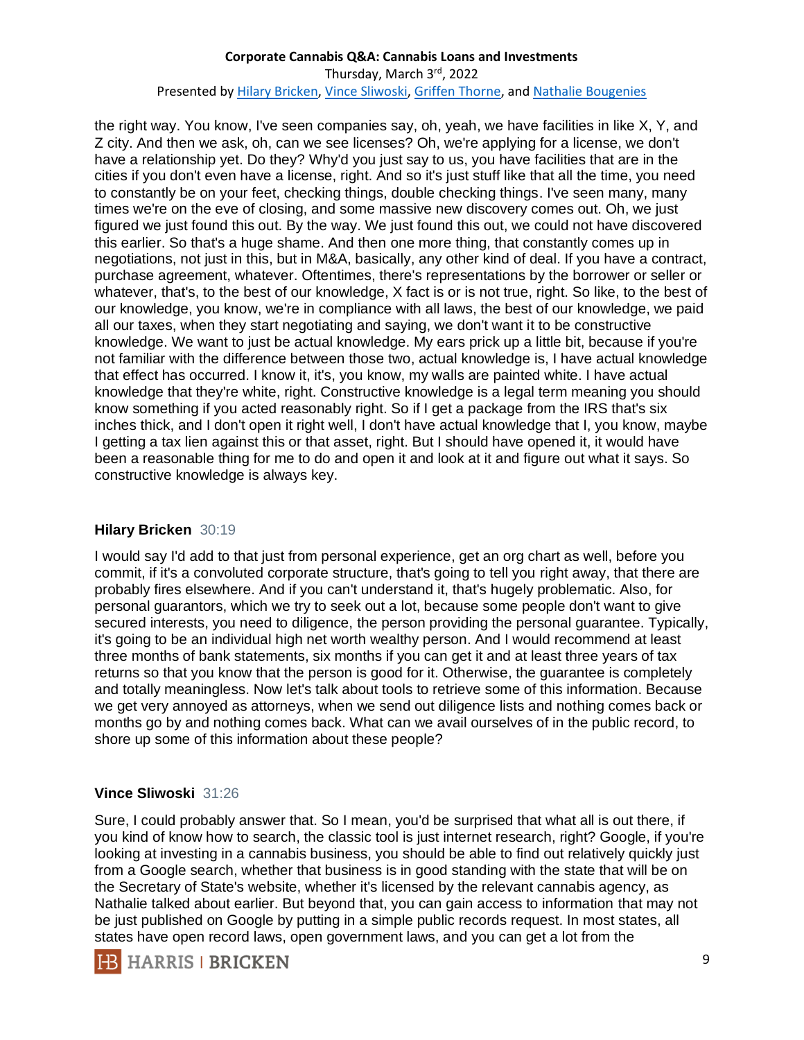the right way. You know, I've seen companies say, oh, yeah, we have facilities in like X, Y, and Z city. And then we ask, oh, can we see licenses? Oh, we're applying for a license, we don't have a relationship yet. Do they? Why'd you just say to us, you have facilities that are in the cities if you don't even have a license, right. And so it's just stuff like that all the time, you need to constantly be on your feet, checking things, double checking things. I've seen many, many times we're on the eve of closing, and some massive new discovery comes out. Oh, we just figured we just found this out. By the way. We just found this out, we could not have discovered this earlier. So that's a huge shame. And then one more thing, that constantly comes up in negotiations, not just in this, but in M&A, basically, any other kind of deal. If you have a contract, purchase agreement, whatever. Oftentimes, there's representations by the borrower or seller or whatever, that's, to the best of our knowledge, X fact is or is not true, right. So like, to the best of our knowledge, you know, we're in compliance with all laws, the best of our knowledge, we paid all our taxes, when they start negotiating and saying, we don't want it to be constructive knowledge. We want to just be actual knowledge. My ears prick up a little bit, because if you're not familiar with the difference between those two, actual knowledge is, I have actual knowledge that effect has occurred. I know it, it's, you know, my walls are painted white. I have actual knowledge that they're white, right. Constructive knowledge is a legal term meaning you should know something if you acted reasonably right. So if I get a package from the IRS that's six inches thick, and I don't open it right well, I don't have actual knowledge that I, you know, maybe I getting a tax lien against this or that asset, right. But I should have opened it, it would have been a reasonable thing for me to do and open it and look at it and figure out what it says. So constructive knowledge is always key.

**Hilary Bricken** 30:19

I would say I'd add to that just from personal experience, get an org chart as well, before you commit, if it's a convoluted corporate structure, that's going to tell you right away, that there are probably fires elsewhere. And if you can't understand it, that's hugely problematic. Also, for personal guarantors, which we try to seek out a lot, because some people don't want to give secured interests, you need to diligence, the person providing the personal guarantee. Typically, it's going to be an individual high net worth wealthy person. And I would recommend at least three months of bank statements, six months if you can get it and at least three years of tax returns so that you know that the person is good for it. Otherwise, the guarantee is completely and totally meaningless. Now let's talk about tools to retrieve some of this information. Because we get very annoyed as attorneys, when we send out diligence lists and nothing comes back or months go by and nothing comes back. What can we avail ourselves of in the public record, to shore up some of this information about these people?

**Vince Sliwoski** 31:26

Sure, I could probably answer that. So I mean, you'd be surprised that what all is out there, if you kind of know how to search, the classic tool is just internet research, right? Google, if you're looking at investing in a cannabis business, you should be able to find out relatively quickly just from a Google search, whether that business is in good standing with the state that will be on the Secretary of State's website, whether it's licensed by the relevant cannabis agency, as Nathalie talked about earlier. But beyond that, you can gain access to information that may not be just published on Google by putting in a simple public records request. In most states, all states have open record laws, open government laws, and you can get a lot from the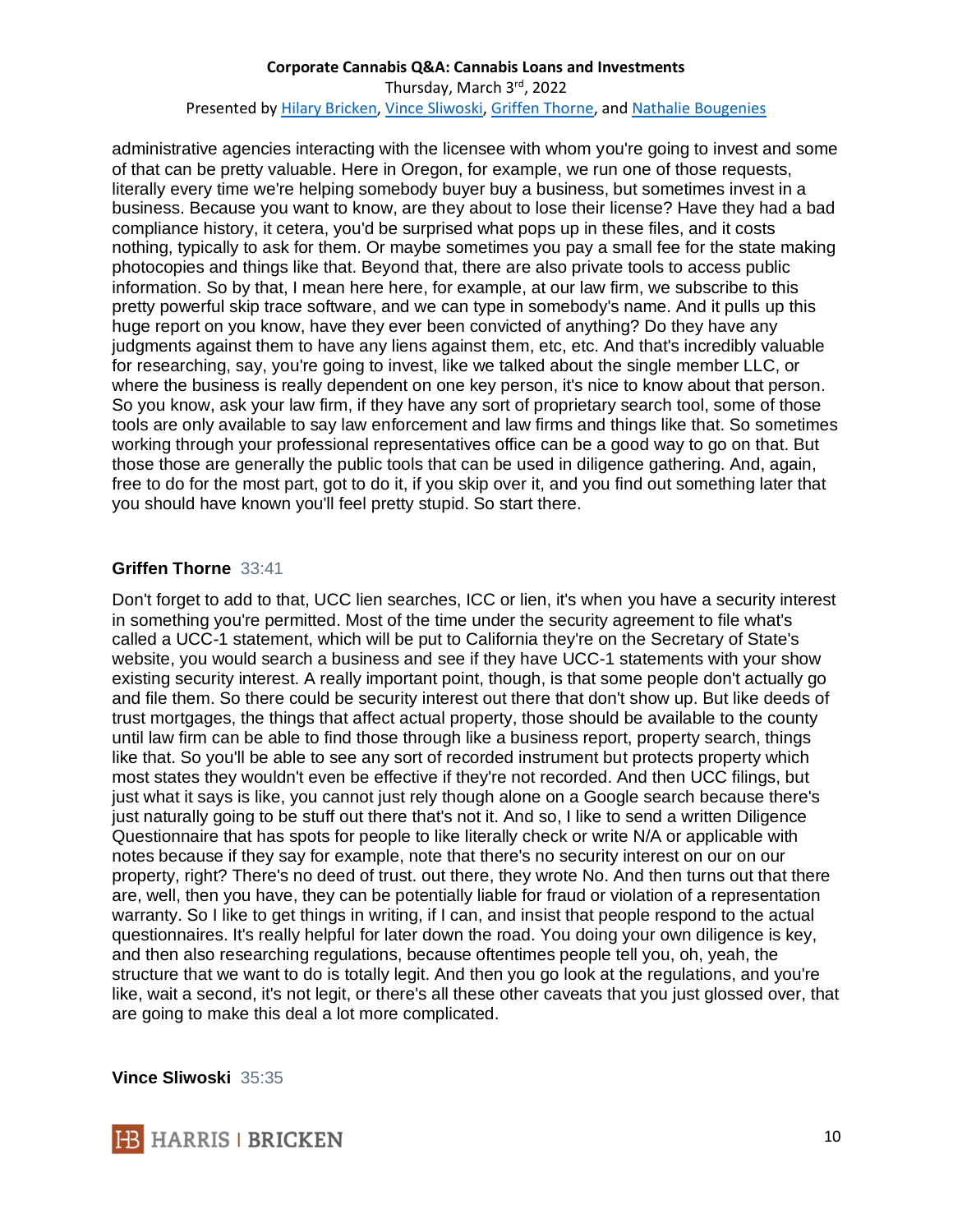administrative agencies interacting with the licensee with whom you're going to invest and some of that can be pretty valuable. Here in Oregon, for example, we run one of those requests, literally every time we're helping somebody buyer buy a business, but sometimes invest in a business. Because you want to know, are they about to lose their license? Have they had a bad compliance history, it cetera, you'd be surprised what pops up in these files, and it costs nothing, typically to ask for them. Or maybe sometimes you pay a small fee for the state making photocopies and things like that. Beyond that, there are also private tools to access public information. So by that, I mean here here, for example, at our law firm, we subscribe to this pretty powerful skip trace software, and we can type in somebody's name. And it pulls up this huge report on you know, have they ever been convicted of anything? Do they have any judgments against them to have any liens against them, etc, etc. And that's incredibly valuable for researching, say, you're going to invest, like we talked about the single member LLC, or where the business is really dependent on one key person, it's nice to know about that person. So you know, ask your law firm, if they have any sort of proprietary search tool, some of those tools are only available to say law enforcement and law firms and things like that. So sometimes working through your professional representatives office can be a good way to go on that. But those those are generally the public tools that can be used in diligence gathering. And, again, free to do for the most part, got to do it, if you skip over it, and you find out something later that you should have known you'll feel pretty stupid. So start there.

**Griffen Thorne** 33:41

Don't forget to add to that, UCC lien searches, ICC or lien, it's when you have a security interest in something you're permitted. Most of the time under the security agreement to file what's called a UCC-1 statement, which will be put to California they're on the Secretary of State's website, you would search a business and see if they have UCC-1 statements with your show existing security interest. A really important point, though, is that some people don't actually go and file them. So there could be security interest out there that don't show up. But like deeds of trust mortgages, the things that affect actual property, those should be available to the county until law firm can be able to find those through like a business report, property search, things like that. So you'll be able to see any sort of recorded instrument but protects property which most states they wouldn't even be effective if they're not recorded. And then UCC filings, but just what it says is like, you cannot just rely though alone on a Google search because there's just naturally going to be stuff out there that's not it. And so, I like to send a written Diligence Questionnaire that has spots for people to like literally check or write N/A or applicable with notes because if they say for example, note that there's no security interest on our on our property, right? There's no deed of trust. out there, they wrote No. And then turns out that there are, well, then you have, they can be potentially liable for fraud or violation of a representation warranty. So I like to get things in writing, if I can, and insist that people respond to the actual questionnaires. It's really helpful for later down the road. You doing your own diligence is key, and then also researching regulations, because oftentimes people tell you, oh, yeah, the structure that we want to do is totally legit. And then you go look at the regulations, and you're like, wait a second, it's not legit, or there's all these other caveats that you just glossed over, that are going to make this deal a lot more complicated.

**Vince Sliwoski** 35:35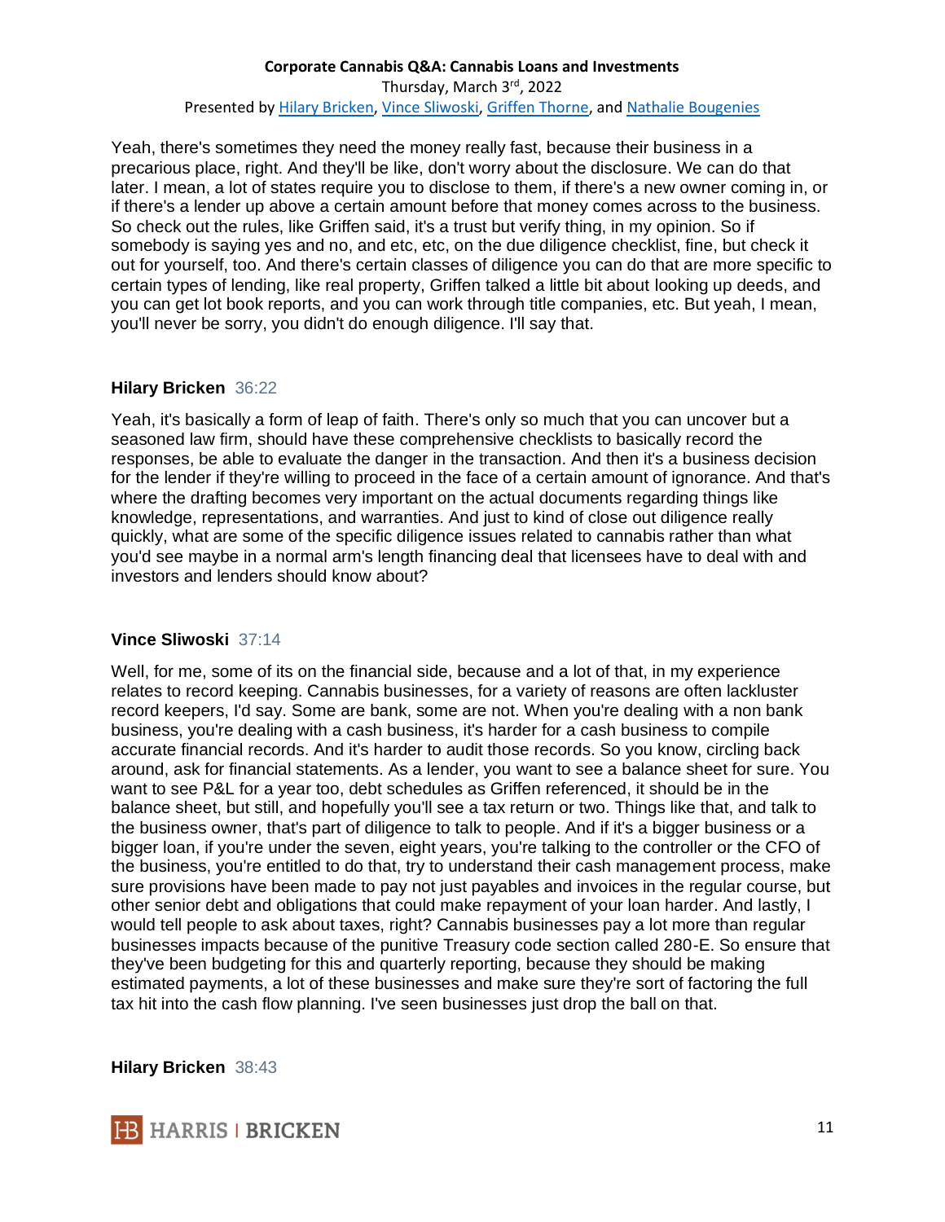Yeah, there's sometimes they need the money really fast, because their business in a precarious place, right. And they'll be like, don't worry about the disclosure. We can do that later. I mean, a lot of states require you to disclose to them, if there's a new owner coming in, or if there's a lender up above a certain amount before that money comes across to the business. So check out the rules, like Griffen said, it's a trust but verify thing, in my opinion. So if somebody is saying yes and no, and etc, etc, on the due diligence checklist, fine, but check it out for yourself, too. And there's certain classes of diligence you can do that are more specific to certain types of lending, like real property, Griffen talked a little bit about looking up deeds, and you can get lot book reports, and you can work through title companies, etc. But yeah, I mean, you'll never be sorry, you didn't do enough diligence. I'll say that.

**Hilary Bricken** 36:22

Yeah, it's basically a form of leap of faith. There's only so much that you can uncover but a seasoned law firm, should have these comprehensive checklists to basically record the responses, be able to evaluate the danger in the transaction. And then it's a business decision for the lender if they're willing to proceed in the face of a certain amount of ignorance. And that's where the drafting becomes very important on the actual documents regarding things like knowledge, representations, and warranties. And just to kind of close out diligence really quickly, what are some of the specific diligence issues related to cannabis rather than what you'd see maybe in a normal arm's length financing deal that licensees have to deal with and investors and lenders should know about?

**Vince Sliwoski** 37:14

Well, for me, some of its on the financial side, because and a lot of that, in my experience relates to record keeping. Cannabis businesses, for a variety of reasons are often lackluster record keepers, I'd say. Some are bank, some are not. When you're dealing with a non bank business, you're dealing with a cash business, it's harder for a cash business to compile accurate financial records. And it's harder to audit those records. So you know, circling back around, ask for financial statements. As a lender, you want to see a balance sheet for sure. You want to see P&L for a year too, debt schedules as Griffen referenced, it should be in the balance sheet, but still, and hopefully you'll see a tax return or two. Things like that, and talk to the business owner, that's part of diligence to talk to people. And if it's a bigger business or a bigger loan, if you're under the seven, eight years, you're talking to the controller or the CFO of the business, you're entitled to do that, try to understand their cash management process, make sure provisions have been made to pay not just payables and invoices in the regular course, but other senior debt and obligations that could make repayment of your loan harder. And lastly, I would tell people to ask about taxes, right? Cannabis businesses pay a lot more than regular businesses impacts because of the punitive Treasury code section called 280-E. So ensure that they've been budgeting for this and quarterly reporting, because they should be making estimated payments, a lot of these businesses and make sure they're sort of factoring the full tax hit into the cash flow planning. I've seen businesses just drop the ball on that.

**Hilary Bricken** 38:43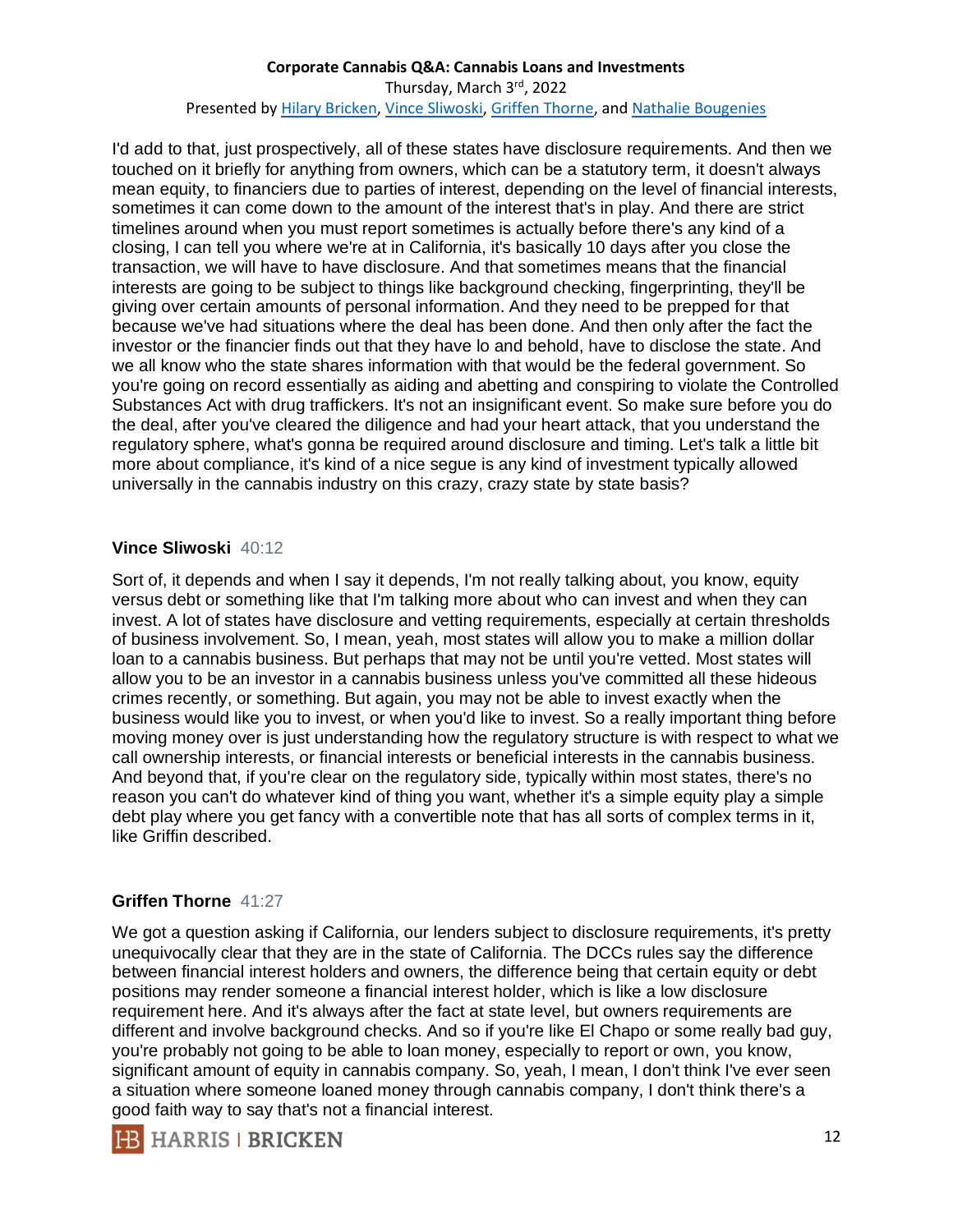I'd add to that, just prospectively, all of these states have disclosure requirements. And then we touched on it briefly for anything from owners, which can be a statutory term, it doesn't always mean equity, to financiers due to parties of interest, depending on the level of financial interests, sometimes it can come down to the amount of the interest that's in play. And there are strict timelines around when you must report sometimes is actually before there's any kind of a closing, I can tell you where we're at in California, it's basically 10 days after you close the transaction, we will have to have disclosure. And that sometimes means that the financial interests are going to be subject to things like background checking, fingerprinting, they'll be giving over certain amounts of personal information. And they need to be prepped for that because we've had situations where the deal has been done. And then only after the fact the investor or the financier finds out that they have lo and behold, have to disclose the state. And we all know who the state shares information with that would be the federal government. So you're going on record essentially as aiding and abetting and conspiring to violate the Controlled Substances Act with drug traffickers. It's not an insignificant event. So make sure before you do the deal, after you've cleared the diligence and had your heart attack, that you understand the regulatory sphere, what's gonna be required around disclosure and timing. Let's talk a little bit more about compliance, it's kind of a nice segue is any kind of investment typically allowed universally in the cannabis industry on this crazy, crazy state by state basis?

**Vince Sliwoski** 40:12

Sort of, it depends and when I say it depends, I'm not really talking about, you know, equity versus debt or something like that I'm talking more about who can invest and when they can invest. A lot of states have disclosure and vetting requirements, especially at certain thresholds of business involvement. So, I mean, yeah, most states will allow you to make a million dollar loan to a cannabis business. But perhaps that may not be until you're vetted. Most states will allow you to be an investor in a cannabis business unless you've committed all these hideous crimes recently, or something. But again, you may not be able to invest exactly when the business would like you to invest, or when you'd like to invest. So a really important thing before moving money over is just understanding how the regulatory structure is with respect to what we call ownership interests, or financial interests or beneficial interests in the cannabis business. And beyond that, if you're clear on the regulatory side, typically within most states, there's no reason you can't do whatever kind of thing you want, whether it's a simple equity play a simple debt play where you get fancy with a convertible note that has all sorts of complex terms in it, like Griffin described.

**Griffen Thorne** 41:27

We got a question asking if California, our lenders subject to disclosure requirements, it's pretty unequivocally clear that they are in the state of California. The DCCs rules say the difference between financial interest holders and owners, the difference being that certain equity or debt positions may render someone a financial interest holder, which is like a low disclosure requirement here. And it's always after the fact at state level, but owners requirements are different and involve background checks. And so if you're like El Chapo or some really bad guy, you're probably not going to be able to loan money, especially to report or own, you know, significant amount of equity in cannabis company. So, yeah, I mean, I don't think I've ever seen a situation where someone loaned money through cannabis company, I don't think there's a good faith way to say that's not a financial interest.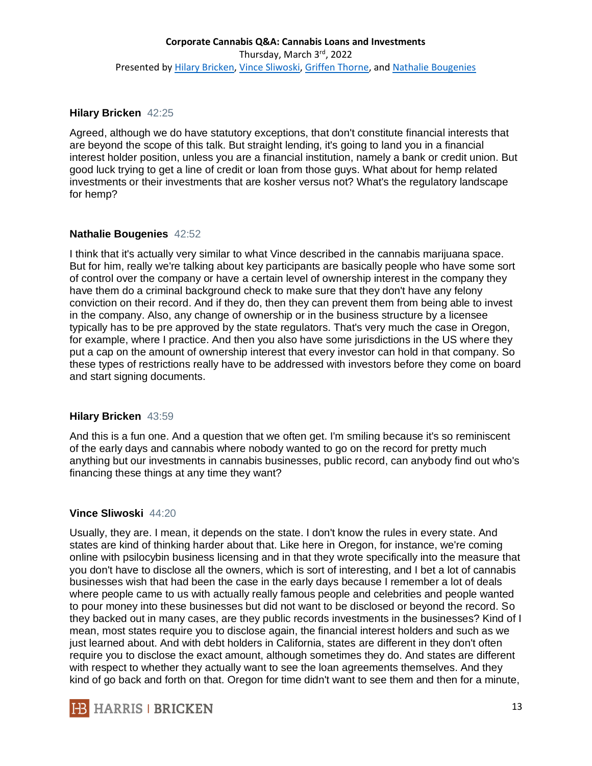**Hilary Bricken** 42:25

Agreed, although we do have statutory exceptions, that don't constitute financial interests that are beyond the scope of this talk. But straight lending, it's going to land you in a financial interest holder position, unless you are a financial institution, namely a bank or credit union. But good luck trying to get a line of credit or loan from those guys. What about for hemp related investments or their investments that are kosher versus not? What's the regulatory landscape for hemp?

**Nathalie Bougenies** 42:52

I think that it's actually very similar to what Vince described in the cannabis marijuana space. But for him, really we're talking about key participants are basically people who have some sort of control over the company or have a certain level of ownership interest in the company they have them do a criminal background check to make sure that they don't have any felony conviction on their record. And if they do, then they can prevent them from being able to invest in the company. Also, any change of ownership or in the business structure by a licensee typically has to be pre approved by the state regulators. That's very much the case in Oregon, for example, where I practice. And then you also have some jurisdictions in the US where they put a cap on the amount of ownership interest that every investor can hold in that company. So these types of restrictions really have to be addressed with investors before they come on board and start signing documents.

**Hilary Bricken** 43:59

And this is a fun one. And a question that we often get. I'm smiling because it's so reminiscent of the early days and cannabis where nobody wanted to go on the record for pretty much anything but our investments in cannabis businesses, public record, can anybody find out who's financing these things at any time they want?

**Vince Sliwoski** 44:20

Usually, they are. I mean, it depends on the state. I don't know the rules in every state. And states are kind of thinking harder about that. Like here in Oregon, for instance, we're coming online with psilocybin business licensing and in that they wrote specifically into the measure that you don't have to disclose all the owners, which is sort of interesting, and I bet a lot of cannabis businesses wish that had been the case in the early days because I remember a lot of deals where people came to us with actually really famous people and celebrities and people wanted to pour money into these businesses but did not want to be disclosed or beyond the record. So they backed out in many cases, are they public records investments in the businesses? Kind of I mean, most states require you to disclose again, the financial interest holders and such as we just learned about. And with debt holders in California, states are different in they don't often require you to disclose the exact amount, although sometimes they do. And states are different with respect to whether they actually want to see the loan agreements themselves. And they kind of go back and forth on that. Oregon for time didn't want to see them and then for a minute,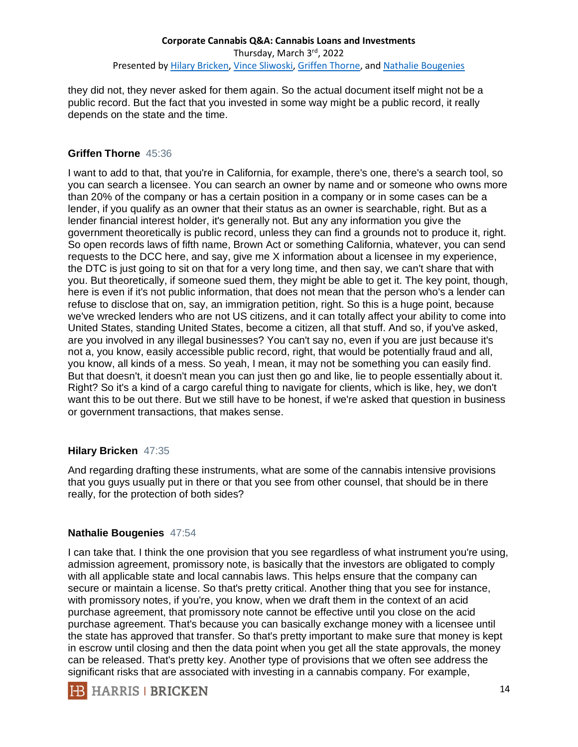they did not, they never asked for them again. So the actual document itself might not be a public record. But the fact that you invested in some way might be a public record, it really depends on the state and the time.

**Griffen Thorne** 45:36

I want to add to that, that you're in California, for example, there's one, there's a search tool, so you can search a licensee. You can search an owner by name and or someone who owns more than 20% of the company or has a certain position in a company or in some cases can be a lender, if you qualify as an owner that their status as an owner is searchable, right. But as a lender financial interest holder, it's generally not. But any any information you give the government theoretically is public record, unless they can find a grounds not to produce it, right. So open records laws of fifth name, Brown Act or something California, whatever, you can send requests to the DCC here, and say, give me X information about a licensee in my experience, the DTC is just going to sit on that for a very long time, and then say, we can't share that with you. But theoretically, if someone sued them, they might be able to get it. The key point, though, here is even if it's not public information, that does not mean that the person who's a lender can refuse to disclose that on, say, an immigration petition, right. So this is a huge point, because we've wrecked lenders who are not US citizens, and it can totally affect your ability to come into United States, standing United States, become a citizen, all that stuff. And so, if you've asked, are you involved in any illegal businesses? You can't say no, even if you are just because it's not a, you know, easily accessible public record, right, that would be potentially fraud and all, you know, all kinds of a mess. So yeah, I mean, it may not be something you can easily find. But that doesn't, it doesn't mean you can just then go and like, lie to people essentially about it. Right? So it's a kind of a cargo careful thing to navigate for clients, which is like, hey, we don't want this to be out there. But we still have to be honest, if we're asked that question in business or government transactions, that makes sense.

**Hilary Bricken** 47:35

And regarding drafting these instruments, what are some of the cannabis intensive provisions that you guys usually put in there or that you see from other counsel, that should be in there really, for the protection of both sides?

**Nathalie Bougenies** 47:54

I can take that. I think the one provision that you see regardless of what instrument you're using, admission agreement, promissory note, is basically that the investors are obligated to comply with all applicable state and local cannabis laws. This helps ensure that the company can secure or maintain a license. So that's pretty critical. Another thing that you see for instance, with promissory notes, if you're, you know, when we draft them in the context of an acid purchase agreement, that promissory note cannot be effective until you close on the acid purchase agreement. That's because you can basically exchange money with a licensee until the state has approved that transfer. So that's pretty important to make sure that money is kept in escrow until closing and then the data point when you get all the state approvals, the money can be released. That's pretty key. Another type of provisions that we often see address the significant risks that are associated with investing in a cannabis company. For example,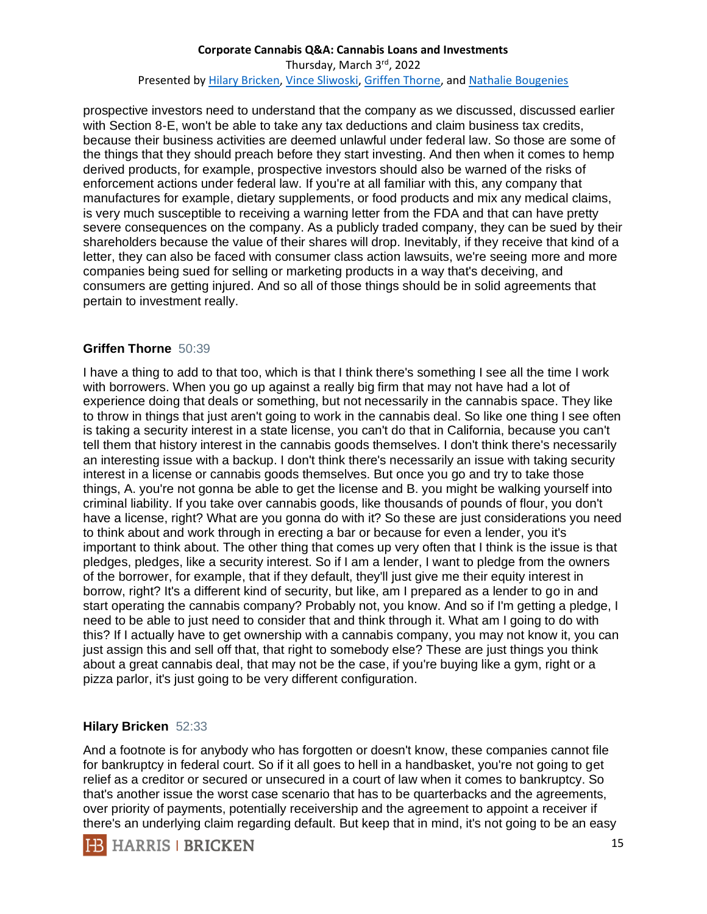prospective investors need to understand that the company as we discussed, discussed earlier with Section 8-E, won't be able to take any tax deductions and claim business tax credits, because their business activities are deemed unlawful under federal law. So those are some of the things that they should preach before they start investing. And then when it comes to hemp derived products, for example, prospective investors should also be warned of the risks of enforcement actions under federal law. If you're at all familiar with this, any company that manufactures for example, dietary supplements, or food products and mix any medical claims, is very much susceptible to receiving a warning letter from the FDA and that can have pretty severe consequences on the company. As a publicly traded company, they can be sued by their shareholders because the value of their shares will drop. Inevitably, if they receive that kind of a letter, they can also be faced with consumer class action lawsuits, we're seeing more and more companies being sued for selling or marketing products in a way that's deceiving, and consumers are getting injured. And so all of those things should be in solid agreements that pertain to investment really.

**Griffen Thorne** 50:39

I have a thing to add to that too, which is that I think there's something I see all the time I work with borrowers. When you go up against a really big firm that may not have had a lot of experience doing that deals or something, but not necessarily in the cannabis space. They like to throw in things that just aren't going to work in the cannabis deal. So like one thing I see often is taking a security interest in a state license, you can't do that in California, because you can't tell them that history interest in the cannabis goods themselves. I don't think there's necessarily an interesting issue with a backup. I don't think there's necessarily an issue with taking security interest in a license or cannabis goods themselves. But once you go and try to take those things, A. you're not gonna be able to get the license and B. you might be walking yourself into criminal liability. If you take over cannabis goods, like thousands of pounds of flour, you don't have a license, right? What are you gonna do with it? So these are just considerations you need to think about and work through in erecting a bar or because for even a lender, you it's important to think about. The other thing that comes up very often that I think is the issue is that pledges, pledges, like a security interest. So if I am a lender, I want to pledge from the owners of the borrower, for example, that if they default, they'll just give me their equity interest in borrow, right? It's a different kind of security, but like, am I prepared as a lender to go in and start operating the cannabis company? Probably not, you know. And so if I'm getting a pledge, I need to be able to just need to consider that and think through it. What am I going to do with this? If I actually have to get ownership with a cannabis company, you may not know it, you can just assign this and sell off that, that right to somebody else? These are just things you think about a great cannabis deal, that may not be the case, if you're buying like a gym, right or a pizza parlor, it's just going to be very different configuration.

**Hilary Bricken** 52:33

And a footnote is for anybody who has forgotten or doesn't know, these companies cannot file for bankruptcy in federal court. So if it all goes to hell in a handbasket, you're not going to get relief as a creditor or secured or unsecured in a court of law when it comes to bankruptcy. So that's another issue the worst case scenario that has to be quarterbacks and the agreements, over priority of payments, potentially receivership and the agreement to appoint a receiver if there's an underlying claim regarding default. But keep that in mind, it's not going to be an easy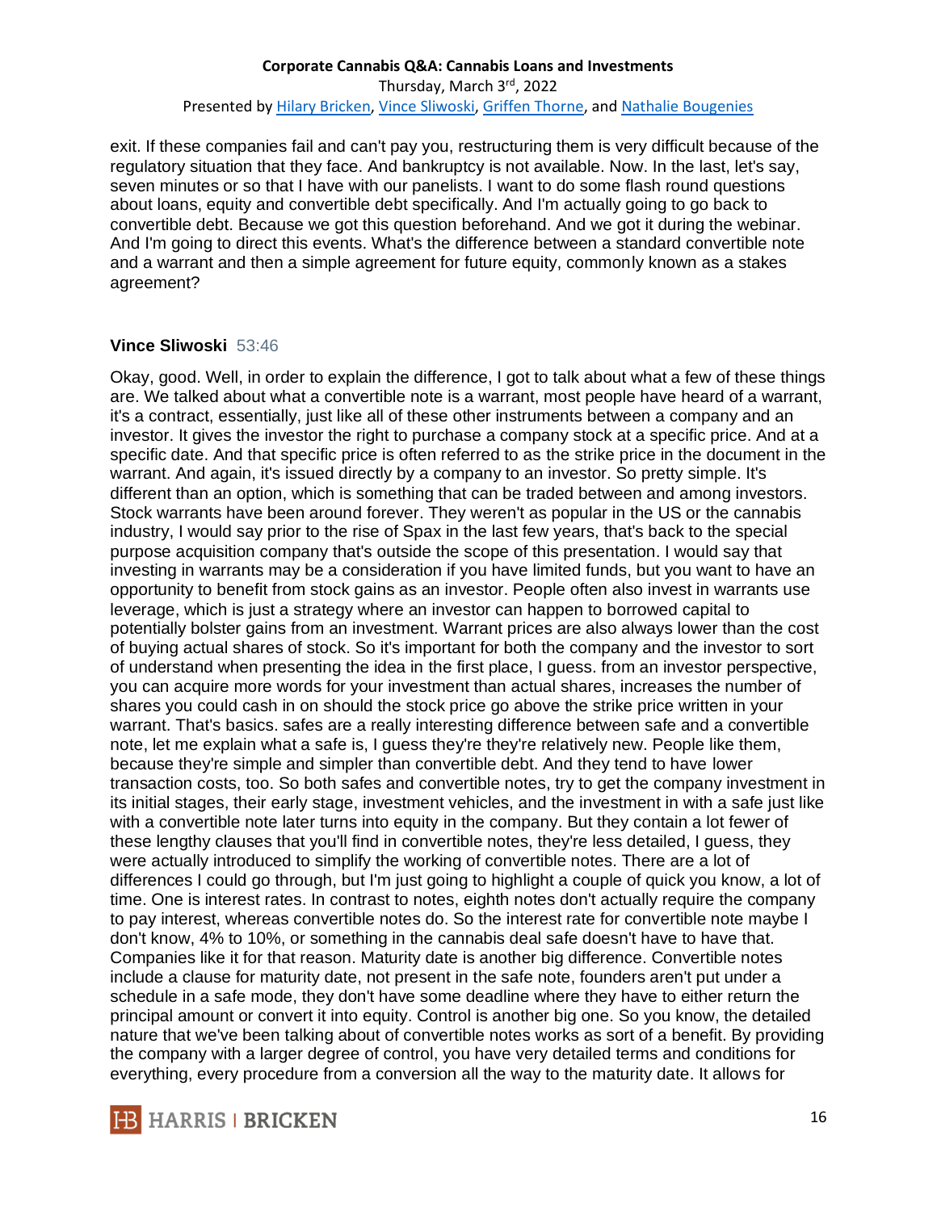exit. If these companies fail and can't pay you, restructuring them is very difficult because of the regulatory situation that they face. And bankruptcy is not available. Now. In the last, let's say, seven minutes or so that I have with our panelists. I want to do some flash round questions about loans, equity and convertible debt specifically. And I'm actually going to go back to convertible debt. Because we got this question beforehand. And we got it during the webinar. And I'm going to direct this events. What's the difference between a standard convertible note and a warrant and then a simple agreement for future equity, commonly known as a stakes agreement?

**Vince Sliwoski** 53:46

Okay, good. Well, in order to explain the difference, I got to talk about what a few of these things are. We talked about what a convertible note is a warrant, most people have heard of a warrant, it's a contract, essentially, just like all of these other instruments between a company and an investor. It gives the investor the right to purchase a company stock at a specific price. And at a specific date. And that specific price is often referred to as the strike price in the document in the warrant. And again, it's issued directly by a company to an investor. So pretty simple. It's different than an option, which is something that can be traded between and among investors. Stock warrants have been around forever. They weren't as popular in the US or the cannabis industry, I would say prior to the rise of Spax in the last few years, that's back to the special purpose acquisition company that's outside the scope of this presentation. I would say that investing in warrants may be a consideration if you have limited funds, but you want to have an opportunity to benefit from stock gains as an investor. People often also invest in warrants use leverage, which is just a strategy where an investor can happen to borrowed capital to potentially bolster gains from an investment. Warrant prices are also always lower than the cost of buying actual shares of stock. So it's important for both the company and the investor to sort of understand when presenting the idea in the first place, I guess. from an investor perspective, you can acquire more words for your investment than actual shares, increases the number of shares you could cash in on should the stock price go above the strike price written in your warrant. That's basics. safes are a really interesting difference between safe and a convertible note, let me explain what a safe is, I guess they're they're relatively new. People like them, because they're simple and simpler than convertible debt. And they tend to have lower transaction costs, too. So both safes and convertible notes, try to get the company investment in its initial stages, their early stage, investment vehicles, and the investment in with a safe just like with a convertible note later turns into equity in the company. But they contain a lot fewer of these lengthy clauses that you'll find in convertible notes, they're less detailed, I guess, they were actually introduced to simplify the working of convertible notes. There are a lot of differences I could go through, but I'm just going to highlight a couple of quick you know, a lot of time. One is interest rates. In contrast to notes, eighth notes don't actually require the company to pay interest, whereas convertible notes do. So the interest rate for convertible note maybe I don't know, 4% to 10%, or something in the cannabis deal safe doesn't have to have that. Companies like it for that reason. Maturity date is another big difference. Convertible notes include a clause for maturity date, not present in the safe note, founders aren't put under a schedule in a safe mode, they don't have some deadline where they have to either return the principal amount or convert it into equity. Control is another big one. So you know, the detailed nature that we've been talking about of convertible notes works as sort of a benefit. By providing the company with a larger degree of control, you have very detailed terms and conditions for everything, every procedure from a conversion all the way to the maturity date. It allows for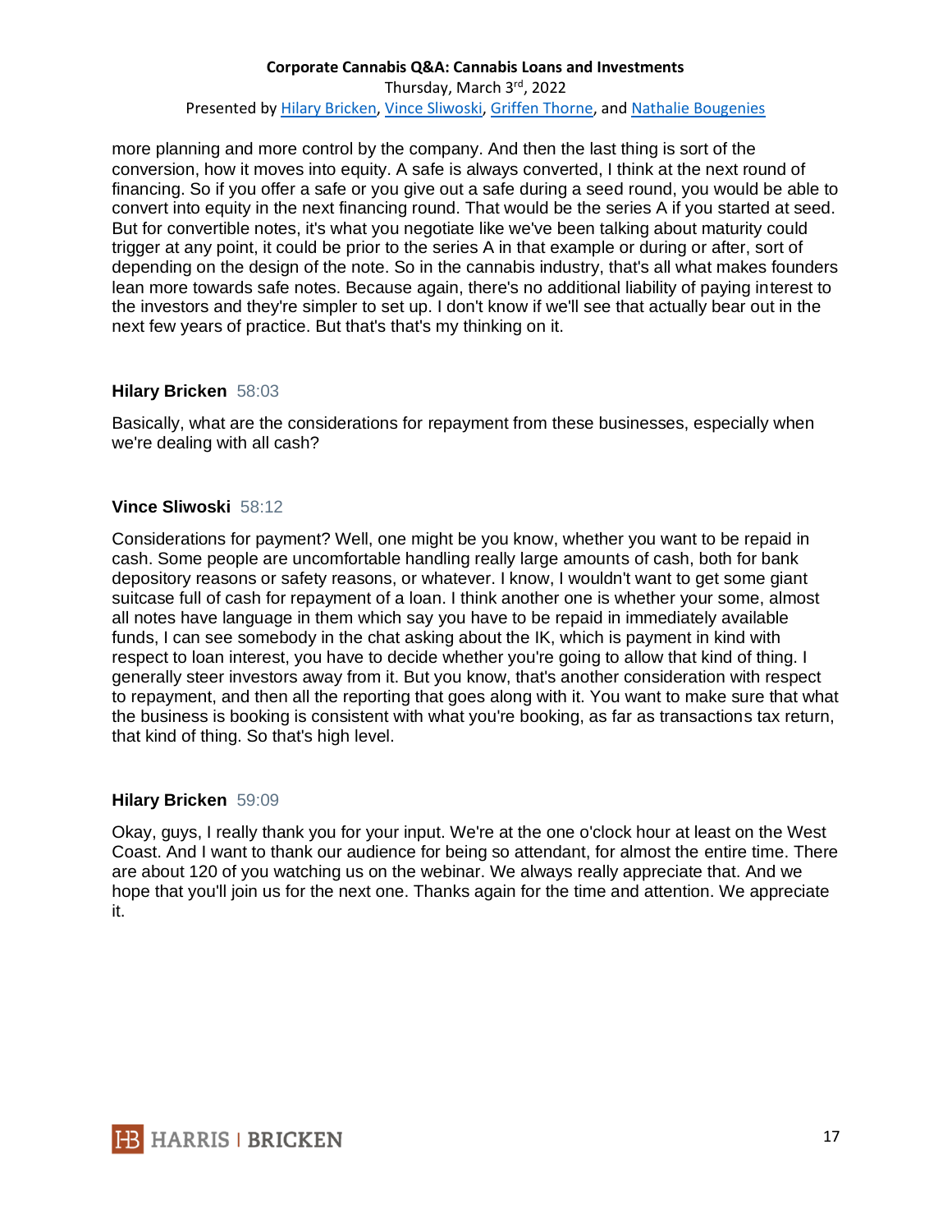more planning and more control by the company. And then the last thing is sort of the conversion, how it moves into equity. A safe is always converted, I think at the next round of financing. So if you offer a safe or you give out a safe during a seed round, you would be able to convert into equity in the next financing round. That would be the series A if you started at seed. But for convertible notes, it's what you negotiate like we've been talking about maturity could trigger at any point, it could be prior to the series A in that example or during or after, sort of depending on the design of the note. So in the cannabis industry, that's all what makes founders lean more towards safe notes. Because again, there's no additional liability of paying interest to the investors and they're simpler to set up. I don't know if we'll see that actually bear out in the next few years of practice. But that's that's my thinking on it.

**Hilary Bricken** 58:03

Basically, what are the considerations for repayment from these businesses, especially when we're dealing with all cash?

**Vince Sliwoski** 58:12

Considerations for payment? Well, one might be you know, whether you want to be repaid in cash. Some people are uncomfortable handling really large amounts of cash, both for bank depository reasons or safety reasons, or whatever. I know, I wouldn't want to get some giant suitcase full of cash for repayment of a loan. I think another one is whether your some, almost all notes have language in them which say you have to be repaid in immediately available funds, I can see somebody in the chat asking about the IK, which is payment in kind with respect to loan interest, you have to decide whether you're going to allow that kind of thing. I generally steer investors away from it. But you know, that's another consideration with respect to repayment, and then all the reporting that goes along with it. You want to make sure that what the business is booking is consistent with what you're booking, as far as transactions tax return, that kind of thing. So that's high level.

**Hilary Bricken** 59:09

Okay, guys, I really thank you for your input. We're at the one o'clock hour at least on the West Coast. And I want to thank our audience for being so attendant, for almost the entire time. There are about 120 of you watching us on the webinar. We always really appreciate that. And we hope that you'll join us for the next one. Thanks again for the time and attention. We appreciate it.